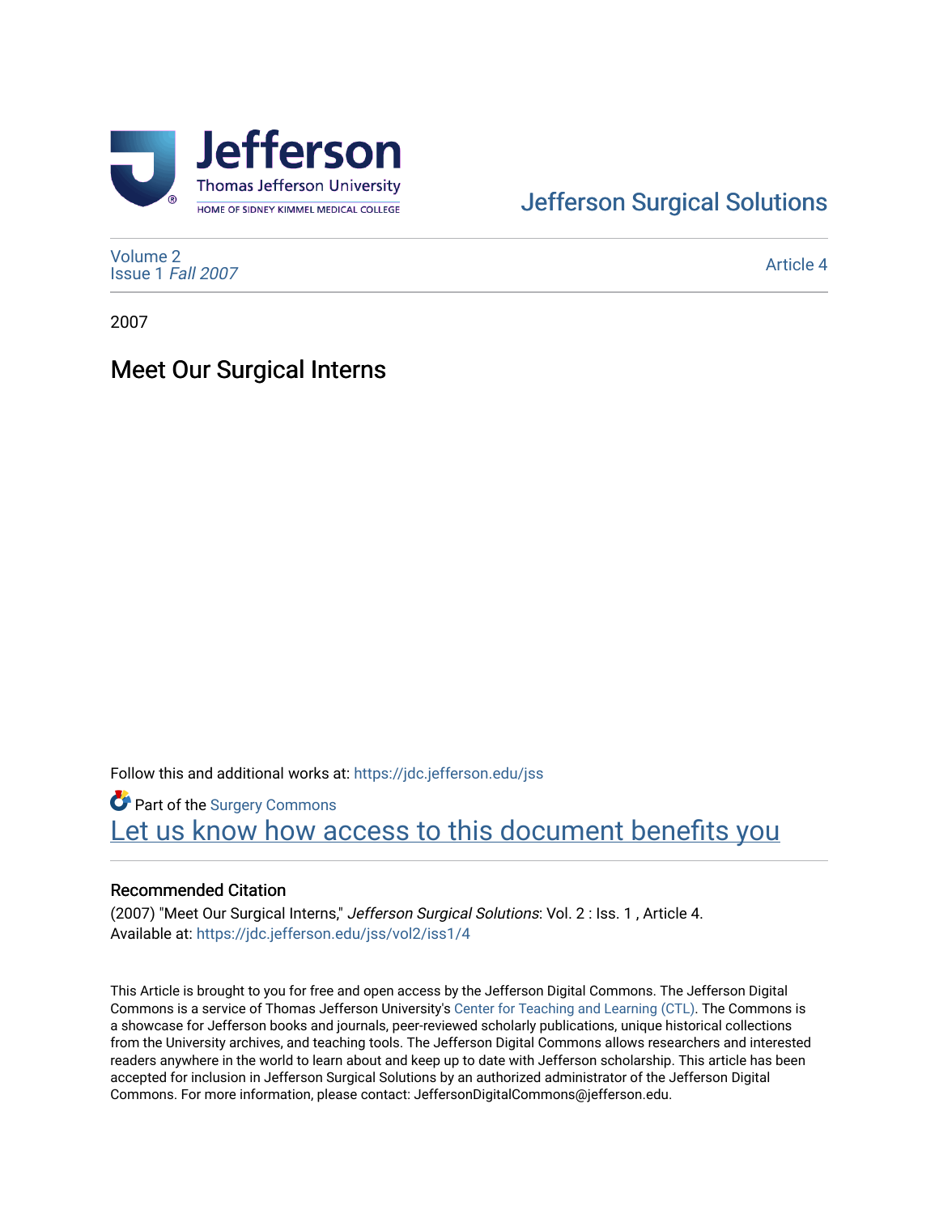Jefferson Surgical Solutions

Volume 2
Issue 1 *Fall 2007*

Article 4

2007

# Meet Our Surgical Interns

Follow this and additional works at: https://jdc.jefferson.edu/jss

Part of the Surgery Commons

Let us know how access to this document benefits you

## Recommended Citation

(2007) "Meet Our Surgical Interns," *Jefferson Surgical Solutions*: Vol. 2 : Iss. 1 , Article 4.
Available at: https://jdc.jefferson.edu/jss/vol2/iss1/4

This Article is brought to you for free and open access by the Jefferson Digital Commons. The Jefferson Digital Commons is a service of Thomas Jefferson University's Center for Teaching and Learning (CTL). The Commons is a showcase for Jefferson books and journals, peer-reviewed scholarly publications, unique historical collections from the University archives, and teaching tools. The Jefferson Digital Commons allows researchers and interested readers anywhere in the world to learn about and keep up to date with Jefferson scholarship. This article has been accepted for inclusion in Jefferson Surgical Solutions by an authorized administrator of the Jefferson Digital Commons. For more information, please contact: JeffersonDigitalCommons@jefferson.edu.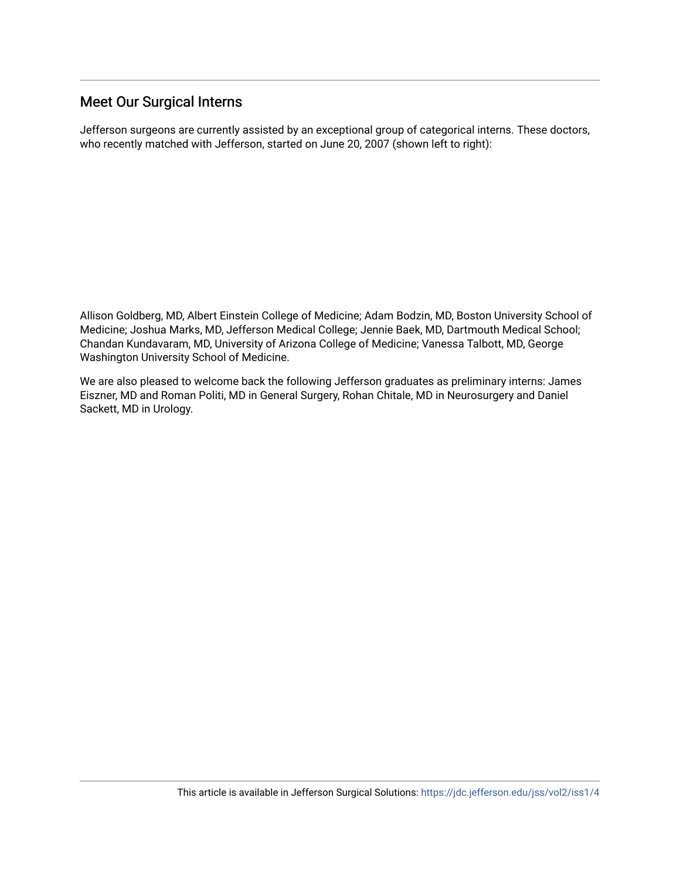## Meet Our Surgical Interns

Jefferson surgeons are currently assisted by an exceptional group of categorical interns. These doctors, who recently matched with Jefferson, started on June 20, 2007 (shown left to right):

Allison Goldberg, MD, Albert Einstein College of Medicine; Adam Bodzin, MD, Boston University School of Medicine; Joshua Marks, MD, Jefferson Medical College; Jennie Baek, MD, Dartmouth Medical School; Chandan Kundavaram, MD, University of Arizona College of Medicine; Vanessa Talbott, MD, George Washington University School of Medicine.

We are also pleased to welcome back the following Jefferson graduates as preliminary interns: James Eiszner, MD and Roman Politi, MD in General Surgery, Rohan Chitale, MD in Neurosurgery and Daniel Sackett, MD in Urology.

This article is available in Jefferson Surgical Solutions: https://jdc.jefferson.edu/jss/vol2/iss1/4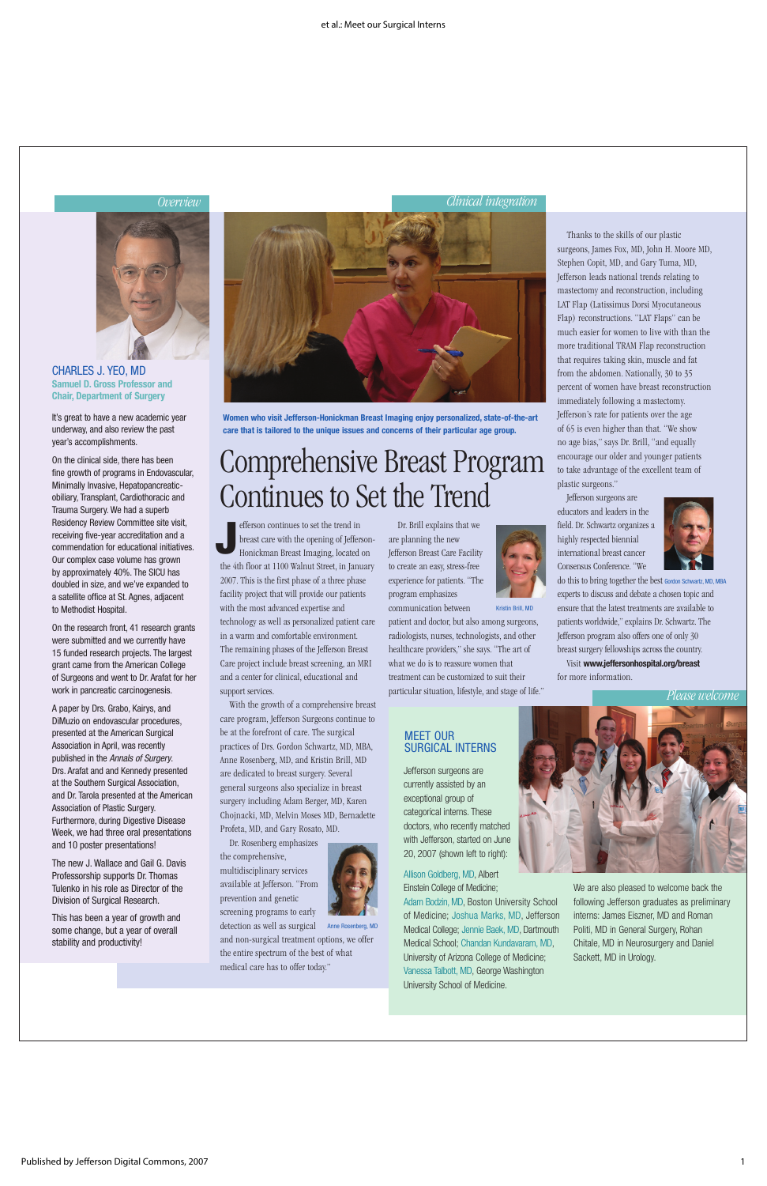## Overview

**CHARLES J. YEO, MD**
**Samuel D. Gross Professor and Chair, Department of Surgery**

It's great to have a new academic year underway, and also review the past year's accomplishments.

On the clinical side, there has been fine growth of programs in Endovascular, Minimally Invasive, Hepatopancreatic-obiliary, Transplant, Cardiothoracic and Trauma Surgery. We had a superb Residency Review Committee site visit, receiving five-year accreditation and a commendation for educational initiatives. Our complex case volume has grown by approximately 40%. The SICU has doubled in size, and we've expanded to a satellite office at St. Agnes, adjacent to Methodist Hospital.

On the research front, 41 research grants were submitted and we currently have 15 funded research projects. The largest grant came from the American College of Surgeons and went to Dr. Arafat for her work in pancreatic carcinogenesis.

A paper by Drs. Grabo, Kairys, and DiMuzio on endovascular procedures, presented at the American Surgical Association in April, was recently published in the *Annals of Surgery*. Drs. Arafat and and Kennedy presented at the Southern Surgical Association, and Dr. Tarola presented at the American Association of Plastic Surgery. Furthermore, during Digestive Disease Week, we had three oral presentations and 10 poster presentations!

The new J. Wallace and Gail G. Davis Professorship supports Dr. Thomas Tulenko in his role as Director of the Division of Surgical Research.

This has been a year of growth and some change, but a year of overall stability and productivity!

## Clinical integration

**Women who visit Jefferson-Honickman Breast Imaging enjoy personalized, state-of-the-art care that is tailored to the unique issues and concerns of their particular age group.**

# Comprehensive Breast Program Continues to Set the Trend

Jefferson continues to set the trend in breast care with the opening of Jefferson-Honickman Breast Imaging, located on the 4th floor at 1100 Walnut Street, in January 2007. This is the first phase of a three phase facility project that will provide our patients with the most advanced expertise and technology as well as personalized patient care in a warm and comfortable environment. The remaining phases of the Jefferson Breast Care project include breast screening, an MRI and a center for clinical, educational and support services.

With the growth of a comprehensive breast care program, Jefferson Surgeons continue to be at the forefront of care. The surgical practices of Drs. Gordon Schwartz, MD, MBA, Anne Rosenberg, MD, and Kristin Brill, MD are dedicated to breast surgery. Several general surgeons also specialize in breast surgery including Adam Berger, MD, Karen Chojnacki, MD, Melvin Moses MD, Bernadette Profeta, MD, and Gary Rosato, MD.

Dr. Rosenberg emphasizes the comprehensive, multidisciplinary services available at Jefferson. "From prevention and genetic screening programs to early detection as well as surgical and non-surgical treatment options, we offer the entire spectrum of the best of what medical care has to offer today."

Anne Rosenberg, MD

Dr. Brill explains that we are planning the new Jefferson Breast Care Facility to create an easy, stress-free experience for patients. "The program emphasizes communication between patient and doctor, but also among surgeons, radiologists, nurses, technologists, and other healthcare providers," she says. "The art of what we do is to reassure women that treatment can be customized to suit their particular situation, lifestyle, and stage of life."

Kristin Brill, MD

Thanks to the skills of our plastic surgeons, James Fox, MD, John H. Moore MD, Stephen Copit, MD, and Gary Tuma, MD, Jefferson leads national trends relating to mastectomy and reconstruction, including LAT Flap (Latissimus Dorsi Myocutaneous Flap) reconstructions. "LAT Flaps" can be much easier for women to live with than the more traditional TRAM Flap reconstruction that requires taking skin, muscle and fat from the abdomen. Nationally, 30 to 35 percent of women have breast reconstruction immediately following a mastectomy. Jefferson's rate for patients over the age of 65 is even higher than that. "We show no age bias," says Dr. Brill, "and equally encourage our older and younger patients to take advantage of the excellent team of plastic surgeons."

Jefferson surgeons are educators and leaders in the field. Dr. Schwartz organizes a highly respected biennial international breast cancer Consensus Conference. "We do this to bring together the best experts to discuss and debate a chosen topic and ensure that the latest treatments are available to patients worldwide," explains Dr. Schwartz. The Jefferson program also offers one of only 30 breast surgery fellowships across the country.

Gordon Schwartz, MD, MBA

Visit **www.jeffersonhospital.org/breast** for more information.

## Please welcome

### MEET OUR SURGICAL INTERNS

Jefferson surgeons are currently assisted by an exceptional group of categorical interns. These doctors, who recently matched with Jefferson, started on June 20, 2007 (shown left to right):

Allison Goldberg, MD, Albert Einstein College of Medicine; Adam Bodzin, MD, Boston University School of Medicine; Joshua Marks, MD, Jefferson Medical College; Jennie Baek, MD, Dartmouth Medical School; Chandan Kundavaram, MD, University of Arizona College of Medicine; Vanessa Talbott, MD, George Washington University School of Medicine.

We are also pleased to welcome back the following Jefferson graduates as preliminary interns: James Eiszner, MD and Roman Politi, MD in General Surgery, Rohan Chitale, MD in Neurosurgery and Daniel Sackett, MD in Urology.